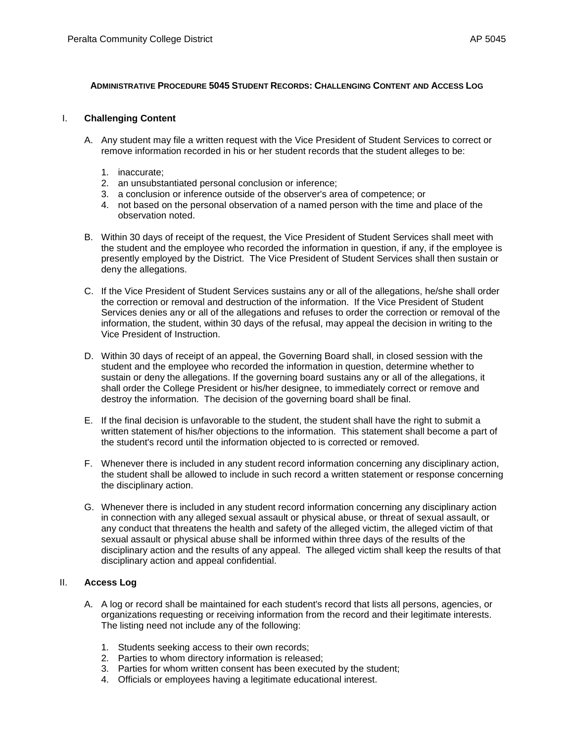# Administrative Procedure 5045 Student Records: Challenging Content and Access Log

## I. Challenging Content

A. Any student may file a written request with the Vice President of Student Services to correct or remove information recorded in his or her student records that the student alleges to be:

1. inaccurate;
2. an unsubstantiated personal conclusion or inference;
3. a conclusion or inference outside of the observer's area of competence; or
4. not based on the personal observation of a named person with the time and place of the observation noted.

B. Within 30 days of receipt of the request, the Vice President of Student Services shall meet with the student and the employee who recorded the information in question, if any, if the employee is presently employed by the District. The Vice President of Student Services shall then sustain or deny the allegations.

C. If the Vice President of Student Services sustains any or all of the allegations, he/she shall order the correction or removal and destruction of the information. If the Vice President of Student Services denies any or all of the allegations and refuses to order the correction or removal of the information, the student, within 30 days of the refusal, may appeal the decision in writing to the Vice President of Instruction.

D. Within 30 days of receipt of an appeal, the Governing Board shall, in closed session with the student and the employee who recorded the information in question, determine whether to sustain or deny the allegations. If the governing board sustains any or all of the allegations, it shall order the College President or his/her designee, to immediately correct or remove and destroy the information. The decision of the governing board shall be final.

E. If the final decision is unfavorable to the student, the student shall have the right to submit a written statement of his/her objections to the information. This statement shall become a part of the student's record until the information objected to is corrected or removed.

F. Whenever there is included in any student record information concerning any disciplinary action, the student shall be allowed to include in such record a written statement or response concerning the disciplinary action.

G. Whenever there is included in any student record information concerning any disciplinary action in connection with any alleged sexual assault or physical abuse, or threat of sexual assault, or any conduct that threatens the health and safety of the alleged victim, the alleged victim of that sexual assault or physical abuse shall be informed within three days of the results of the disciplinary action and the results of any appeal. The alleged victim shall keep the results of that disciplinary action and appeal confidential.

## II. Access Log

A. A log or record shall be maintained for each student's record that lists all persons, agencies, or organizations requesting or receiving information from the record and their legitimate interests. The listing need not include any of the following:

1. Students seeking access to their own records;
2. Parties to whom directory information is released;
3. Parties for whom written consent has been executed by the student;
4. Officials or employees having a legitimate educational interest.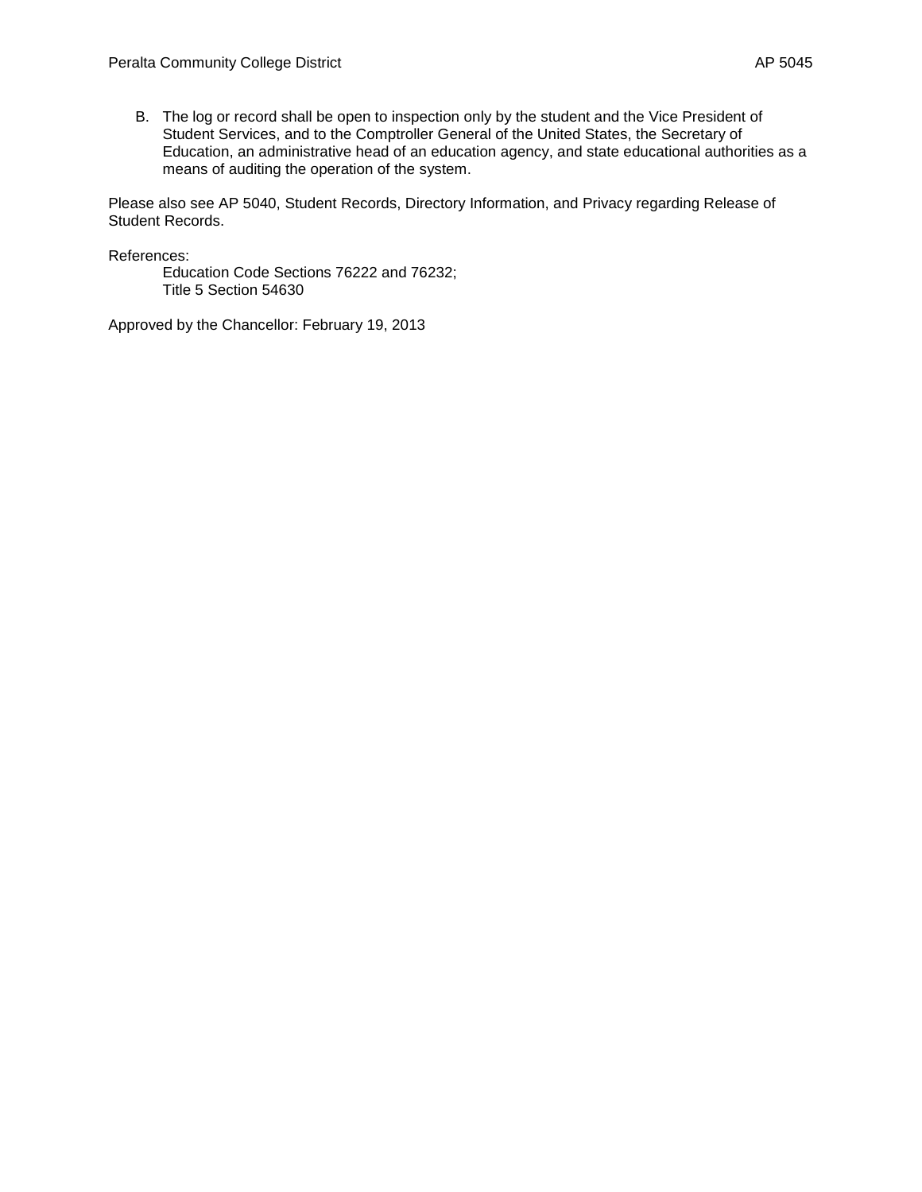B. The log or record shall be open to inspection only by the student and the Vice President of Student Services, and to the Comptroller General of the United States, the Secretary of Education, an administrative head of an education agency, and state educational authorities as a means of auditing the operation of the system.

Please also see AP 5040, Student Records, Directory Information, and Privacy regarding Release of Student Records.

References:

Education Code Sections 76222 and 76232;
Title 5 Section 54630

Approved by the Chancellor: February 19, 2013